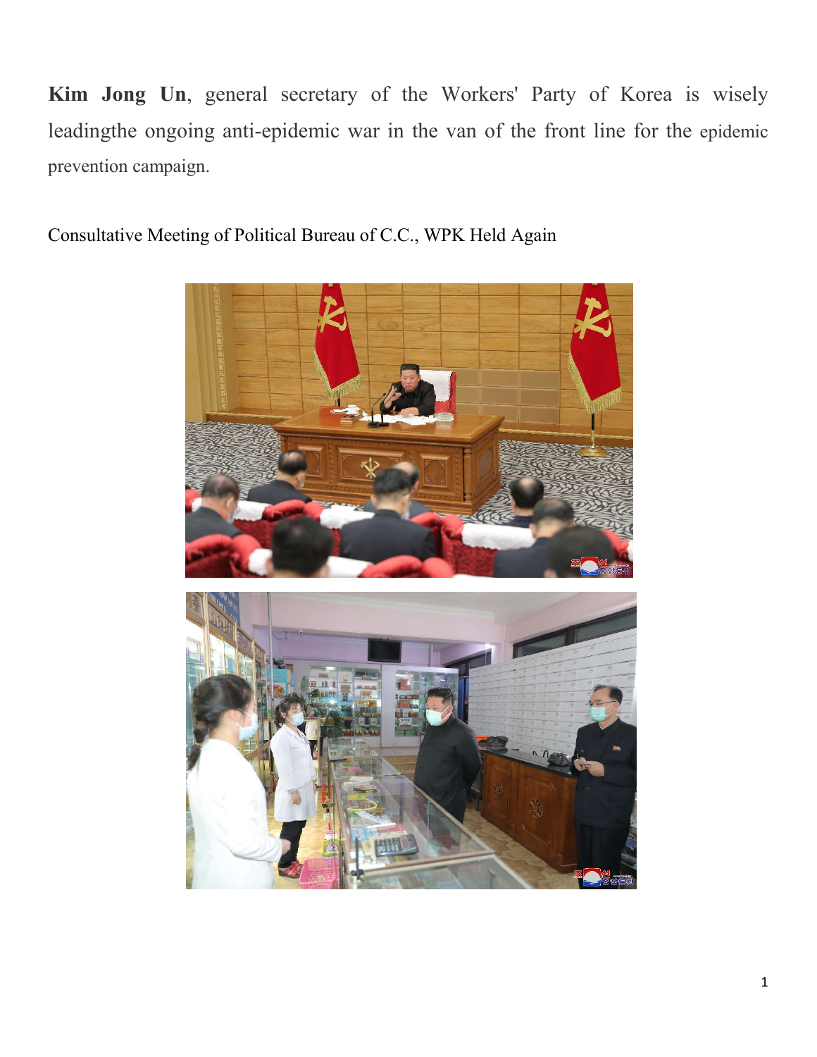**Kim Jong Un**, general secretary of the Workers' Party of Korea is wisely leadingthe ongoing anti-epidemic war in the van of the front line for the epidemic prevention campaign.

Consultative Meeting of Political Bureau of C.C., WPK Held Again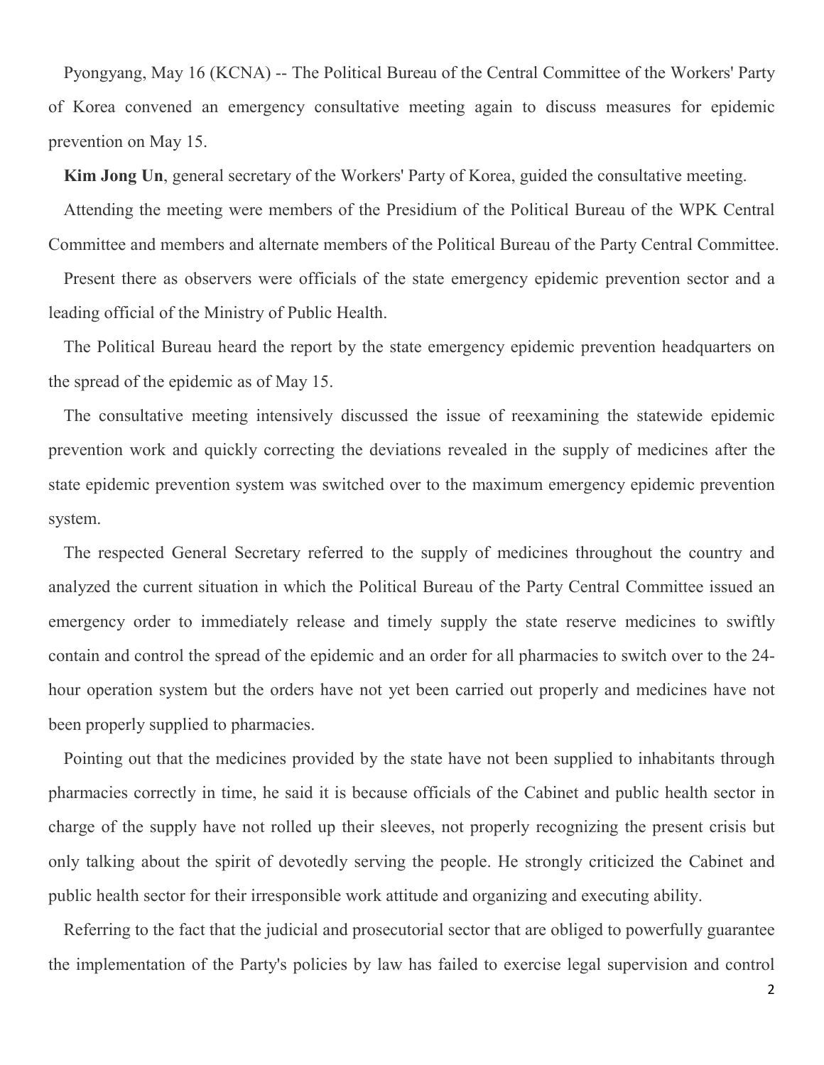Pyongyang, May 16 (KCNA) -- The Political Bureau of the Central Committee of the Workers' Party of Korea convened an emergency consultative meeting again to discuss measures for epidemic prevention on May 15.

**Kim Jong Un**, general secretary of the Workers' Party of Korea, guided the consultative meeting.

Attending the meeting were members of the Presidium of the Political Bureau of the WPK Central Committee and members and alternate members of the Political Bureau of the Party Central Committee.

Present there as observers were officials of the state emergency epidemic prevention sector and a leading official of the Ministry of Public Health.

The Political Bureau heard the report by the state emergency epidemic prevention headquarters on the spread of the epidemic as of May 15.

The consultative meeting intensively discussed the issue of reexamining the statewide epidemic prevention work and quickly correcting the deviations revealed in the supply of medicines after the state epidemic prevention system was switched over to the maximum emergency epidemic prevention system.

The respected General Secretary referred to the supply of medicines throughout the country and analyzed the current situation in which the Political Bureau of the Party Central Committee issued an emergency order to immediately release and timely supply the state reserve medicines to swiftly contain and control the spread of the epidemic and an order for all pharmacies to switch over to the 24-hour operation system but the orders have not yet been carried out properly and medicines have not been properly supplied to pharmacies.

Pointing out that the medicines provided by the state have not been supplied to inhabitants through pharmacies correctly in time, he said it is because officials of the Cabinet and public health sector in charge of the supply have not rolled up their sleeves, not properly recognizing the present crisis but only talking about the spirit of devotedly serving the people. He strongly criticized the Cabinet and public health sector for their irresponsible work attitude and organizing and executing ability.

Referring to the fact that the judicial and prosecutorial sector that are obliged to powerfully guarantee the implementation of the Party's policies by law has failed to exercise legal supervision and control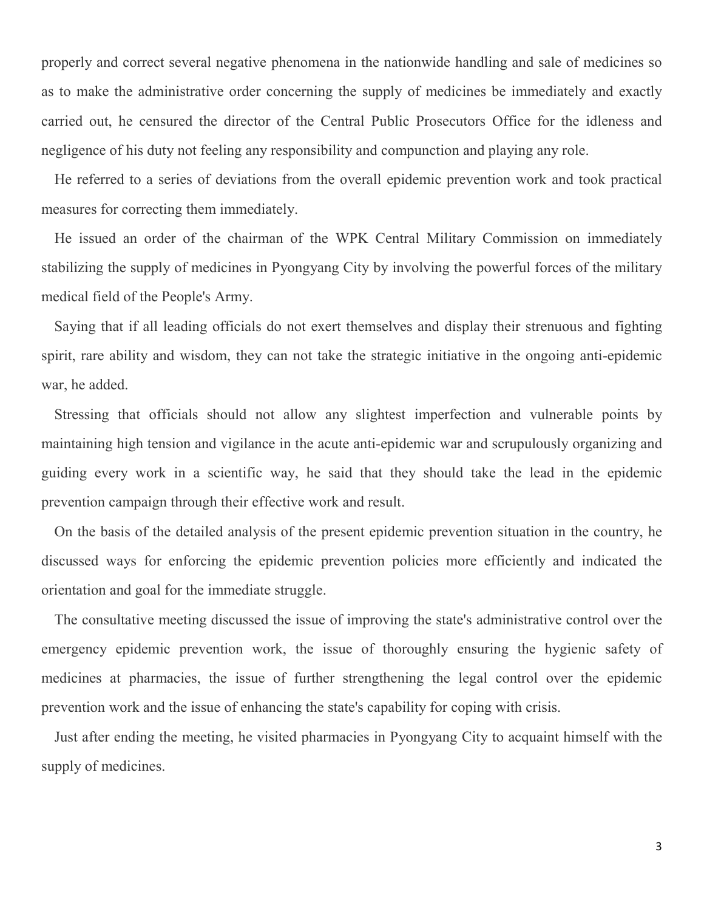properly and correct several negative phenomena in the nationwide handling and sale of medicines so as to make the administrative order concerning the supply of medicines be immediately and exactly carried out, he censured the director of the Central Public Prosecutors Office for the idleness and negligence of his duty not feeling any responsibility and compunction and playing any role.

He referred to a series of deviations from the overall epidemic prevention work and took practical measures for correcting them immediately.

He issued an order of the chairman of the WPK Central Military Commission on immediately stabilizing the supply of medicines in Pyongyang City by involving the powerful forces of the military medical field of the People's Army.

Saying that if all leading officials do not exert themselves and display their strenuous and fighting spirit, rare ability and wisdom, they can not take the strategic initiative in the ongoing anti-epidemic war, he added.

Stressing that officials should not allow any slightest imperfection and vulnerable points by maintaining high tension and vigilance in the acute anti-epidemic war and scrupulously organizing and guiding every work in a scientific way, he said that they should take the lead in the epidemic prevention campaign through their effective work and result.

On the basis of the detailed analysis of the present epidemic prevention situation in the country, he discussed ways for enforcing the epidemic prevention policies more efficiently and indicated the orientation and goal for the immediate struggle.

The consultative meeting discussed the issue of improving the state's administrative control over the emergency epidemic prevention work, the issue of thoroughly ensuring the hygienic safety of medicines at pharmacies, the issue of further strengthening the legal control over the epidemic prevention work and the issue of enhancing the state's capability for coping with crisis.

Just after ending the meeting, he visited pharmacies in Pyongyang City to acquaint himself with the supply of medicines.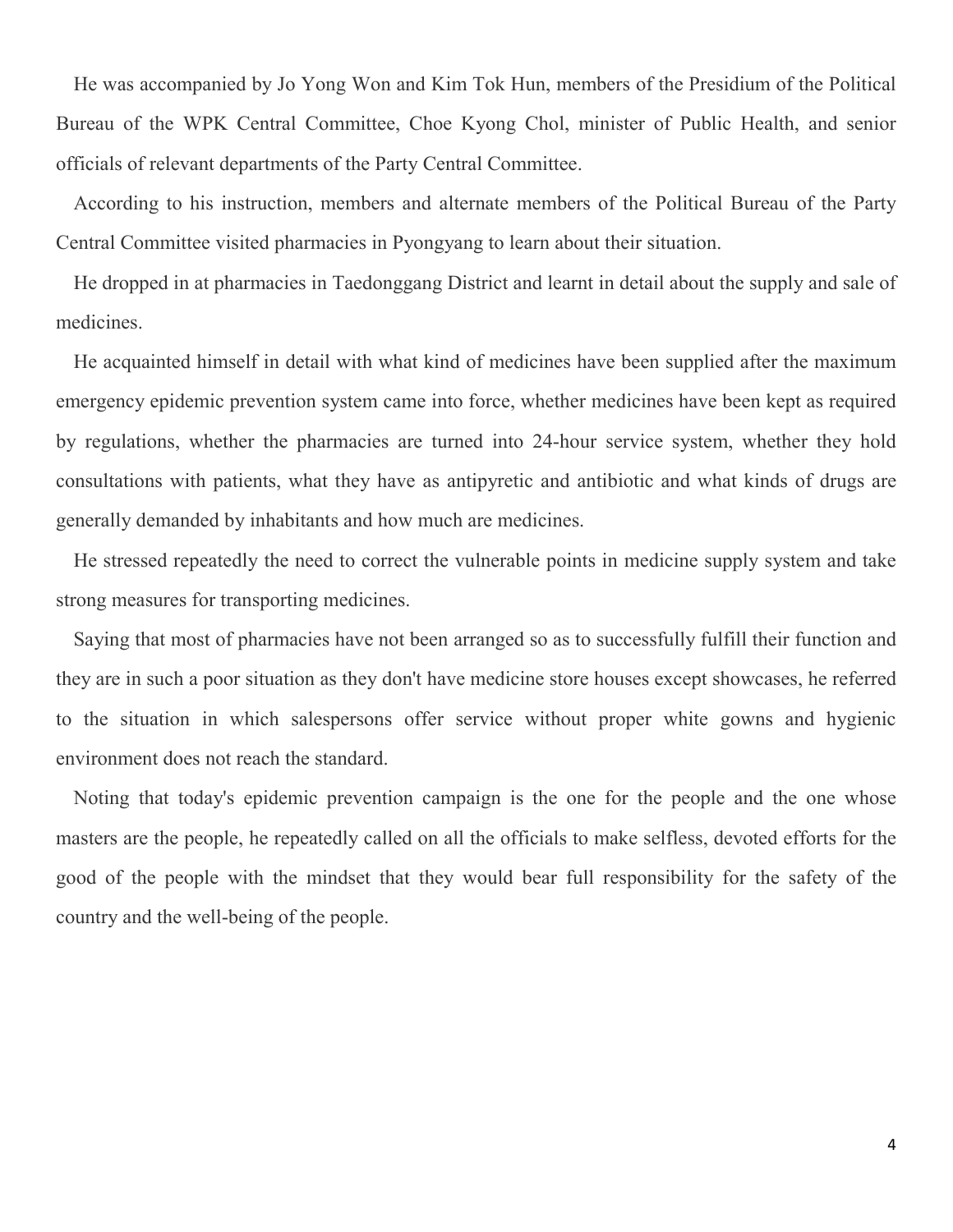He was accompanied by Jo Yong Won and Kim Tok Hun, members of the Presidium of the Political Bureau of the WPK Central Committee, Choe Kyong Chol, minister of Public Health, and senior officials of relevant departments of the Party Central Committee.

According to his instruction, members and alternate members of the Political Bureau of the Party Central Committee visited pharmacies in Pyongyang to learn about their situation.

He dropped in at pharmacies in Taedonggang District and learnt in detail about the supply and sale of medicines.

He acquainted himself in detail with what kind of medicines have been supplied after the maximum emergency epidemic prevention system came into force, whether medicines have been kept as required by regulations, whether the pharmacies are turned into 24-hour service system, whether they hold consultations with patients, what they have as antipyretic and antibiotic and what kinds of drugs are generally demanded by inhabitants and how much are medicines.

He stressed repeatedly the need to correct the vulnerable points in medicine supply system and take strong measures for transporting medicines.

Saying that most of pharmacies have not been arranged so as to successfully fulfill their function and they are in such a poor situation as they don't have medicine store houses except showcases, he referred to the situation in which salespersons offer service without proper white gowns and hygienic environment does not reach the standard.

Noting that today's epidemic prevention campaign is the one for the people and the one whose masters are the people, he repeatedly called on all the officials to make selfless, devoted efforts for the good of the people with the mindset that they would bear full responsibility for the safety of the country and the well-being of the people.